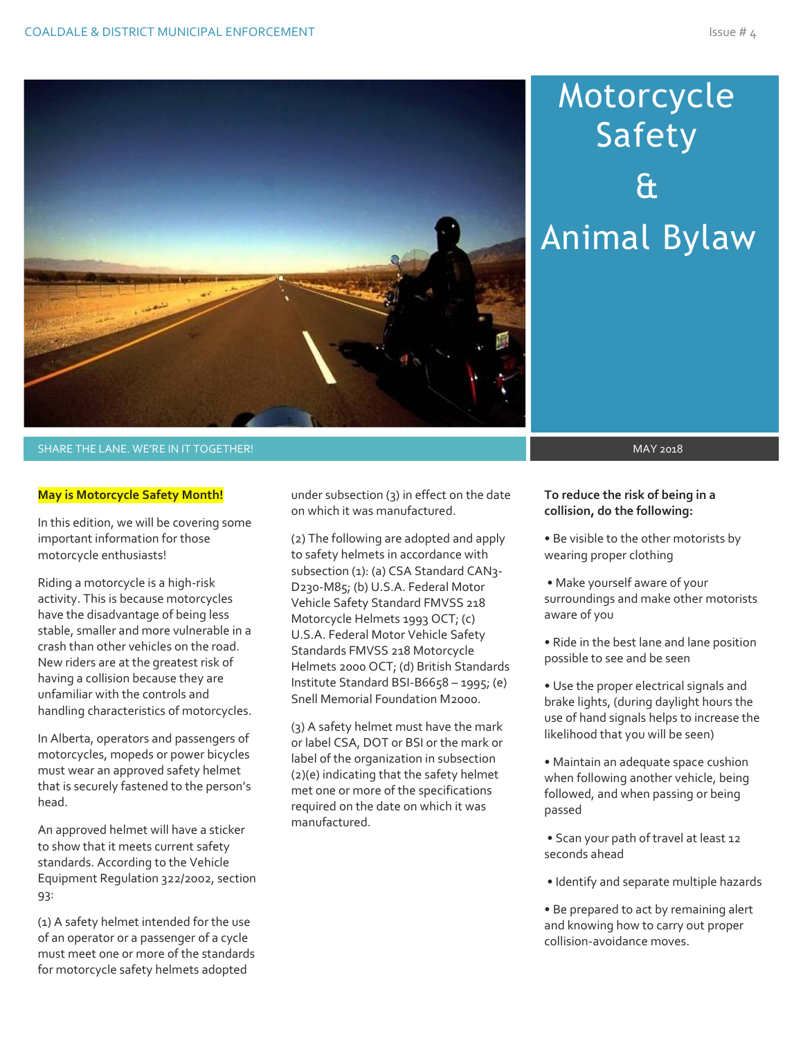COALDALE & DISTRICT MUNICIPAL ENFORCEMENT

Issue # 4

# Motorcycle Safety & Animal Bylaw

SHARE THE LANE. WE'RE IN IT TOGETHER!

MAY 2018

**May is Motorcycle Safety Month!**

In this edition, we will be covering some important information for those motorcycle enthusiasts!

Riding a motorcycle is a high-risk activity. This is because motorcycles have the disadvantage of being less stable, smaller and more vulnerable in a crash than other vehicles on the road. New riders are at the greatest risk of having a collision because they are unfamiliar with the controls and handling characteristics of motorcycles.

In Alberta, operators and passengers of motorcycles, mopeds or power bicycles must wear an approved safety helmet that is securely fastened to the person's head.

An approved helmet will have a sticker to show that it meets current safety standards. According to the Vehicle Equipment Regulation 322/2002, section 93:

(1) A safety helmet intended for the use of an operator or a passenger of a cycle must meet one or more of the standards for motorcycle safety helmets adopted under subsection (3) in effect on the date on which it was manufactured.

(2) The following are adopted and apply to safety helmets in accordance with subsection (1): (a) CSA Standard CAN3-D230-M85; (b) U.S.A. Federal Motor Vehicle Safety Standard FMVSS 218 Motorcycle Helmets 1993 OCT; (c) U.S.A. Federal Motor Vehicle Safety Standards FMVSS 218 Motorcycle Helmets 2000 OCT; (d) British Standards Institute Standard BSI-B6658 – 1995; (e) Snell Memorial Foundation M2000.

(3) A safety helmet must have the mark or label CSA, DOT or BSI or the mark or label of the organization in subsection (2)(e) indicating that the safety helmet met one or more of the specifications required on the date on which it was manufactured.

**To reduce the risk of being in a collision, do the following:**

- Be visible to the other motorists by wearing proper clothing
- Make yourself aware of your surroundings and make other motorists aware of you
- Ride in the best lane and lane position possible to see and be seen
- Use the proper electrical signals and brake lights, (during daylight hours the use of hand signals helps to increase the likelihood that you will be seen)
- Maintain an adequate space cushion when following another vehicle, being followed, and when passing or being passed
- Scan your path of travel at least 12 seconds ahead
- Identify and separate multiple hazards
- Be prepared to act by remaining alert and knowing how to carry out proper collision-avoidance moves.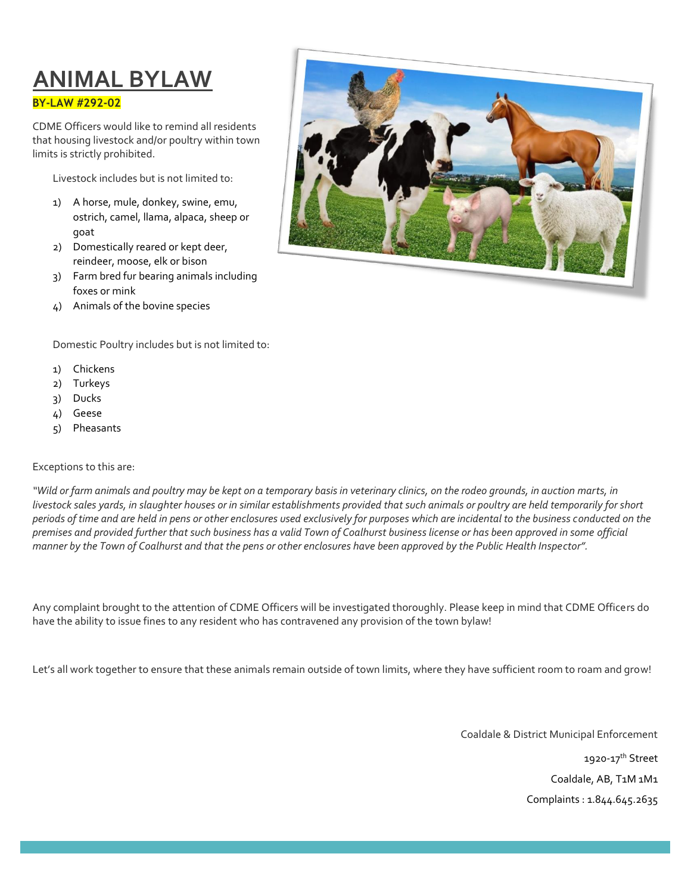# ANIMAL BYLAW

**BY-LAW #292-02**

CDME Officers would like to remind all residents that housing livestock and/or poultry within town limits is strictly prohibited.

Livestock includes but is not limited to:

1) A horse, mule, donkey, swine, emu, ostrich, camel, llama, alpaca, sheep or goat
2) Domestically reared or kept deer, reindeer, moose, elk or bison
3) Farm bred fur bearing animals including foxes or mink
4) Animals of the bovine species

Domestic Poultry includes but is not limited to:

1) Chickens
2) Turkeys
3) Ducks
4) Geese
5) Pheasants

Exceptions to this are:

*"Wild or farm animals and poultry may be kept on a temporary basis in veterinary clinics, on the rodeo grounds, in auction marts, in livestock sales yards, in slaughter houses or in similar establishments provided that such animals or poultry are held temporarily for short periods of time and are held in pens or other enclosures used exclusively for purposes which are incidental to the business conducted on the premises and provided further that such business has a valid Town of Coalhurst business license or has been approved in some official manner by the Town of Coalhurst and that the pens or other enclosures have been approved by the Public Health Inspector".*

Any complaint brought to the attention of CDME Officers will be investigated thoroughly. Please keep in mind that CDME Officers do have the ability to issue fines to any resident who has contravened any provision of the town bylaw!

Let's all work together to ensure that these animals remain outside of town limits, where they have sufficient room to roam and grow!

Coaldale & District Municipal Enforcement

1920-17th Street

Coaldale, AB, T1M 1M1

Complaints : 1.844.645.2635